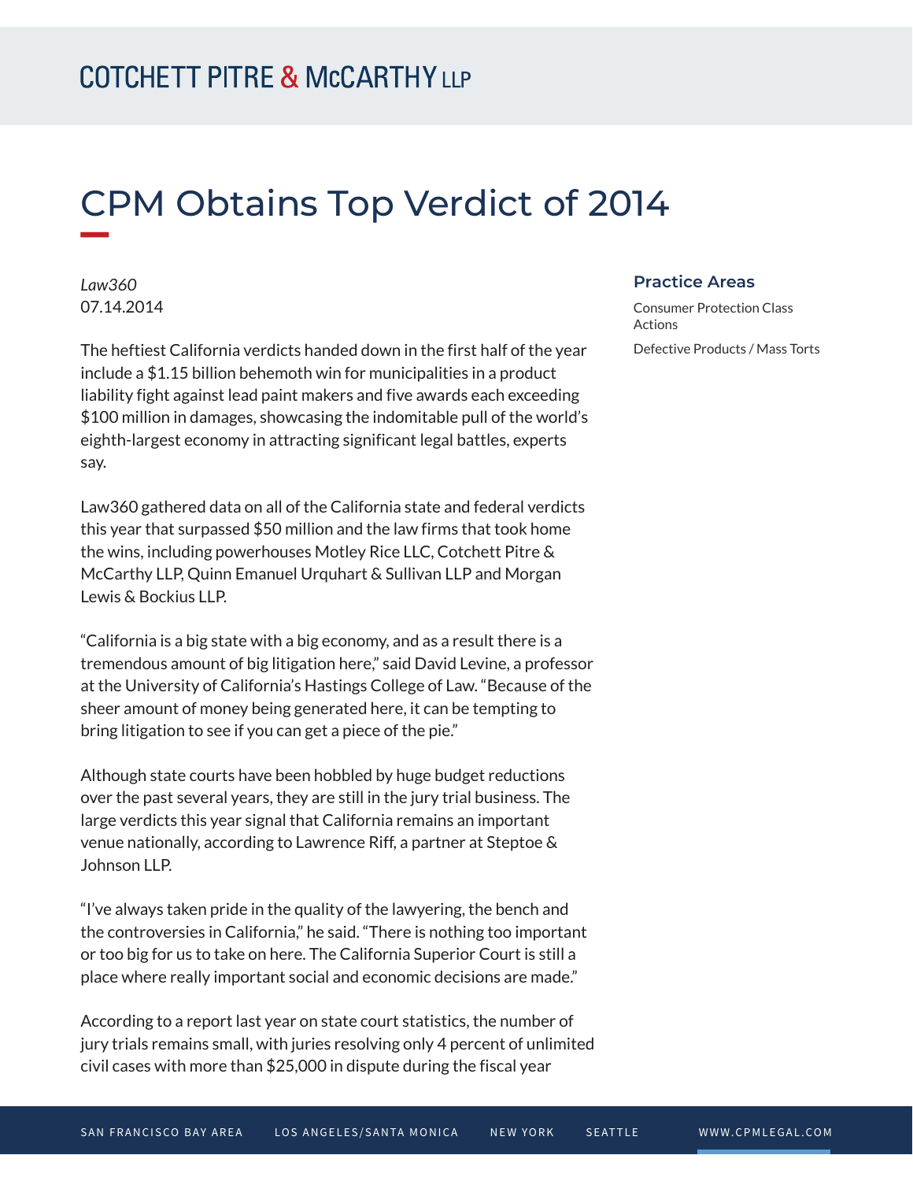# CPM Obtains Top Verdict of 2014

*Law360*
07.14.2014

## Practice Areas

Consumer Protection Class Actions

Defective Products / Mass Torts

The heftiest California verdicts handed down in the first half of the year include a $1.15 billion behemoth win for municipalities in a product liability fight against lead paint makers and five awards each exceeding $100 million in damages, showcasing the indomitable pull of the world's eighth-largest economy in attracting significant legal battles, experts say.

Law360 gathered data on all of the California state and federal verdicts this year that surpassed $50 million and the law firms that took home the wins, including powerhouses Motley Rice LLC, Cotchett Pitre & McCarthy LLP, Quinn Emanuel Urquhart & Sullivan LLP and Morgan Lewis & Bockius LLP.

"California is a big state with a big economy, and as a result there is a tremendous amount of big litigation here," said David Levine, a professor at the University of California's Hastings College of Law. "Because of the sheer amount of money being generated here, it can be tempting to bring litigation to see if you can get a piece of the pie."

Although state courts have been hobbled by huge budget reductions over the past several years, they are still in the jury trial business. The large verdicts this year signal that California remains an important venue nationally, according to Lawrence Riff, a partner at Steptoe & Johnson LLP.

"I've always taken pride in the quality of the lawyering, the bench and the controversies in California," he said. "There is nothing too important or too big for us to take on here. The California Superior Court is still a place where really important social and economic decisions are made."

According to a report last year on state court statistics, the number of jury trials remains small, with juries resolving only 4 percent of unlimited civil cases with more than $25,000 in dispute during the fiscal year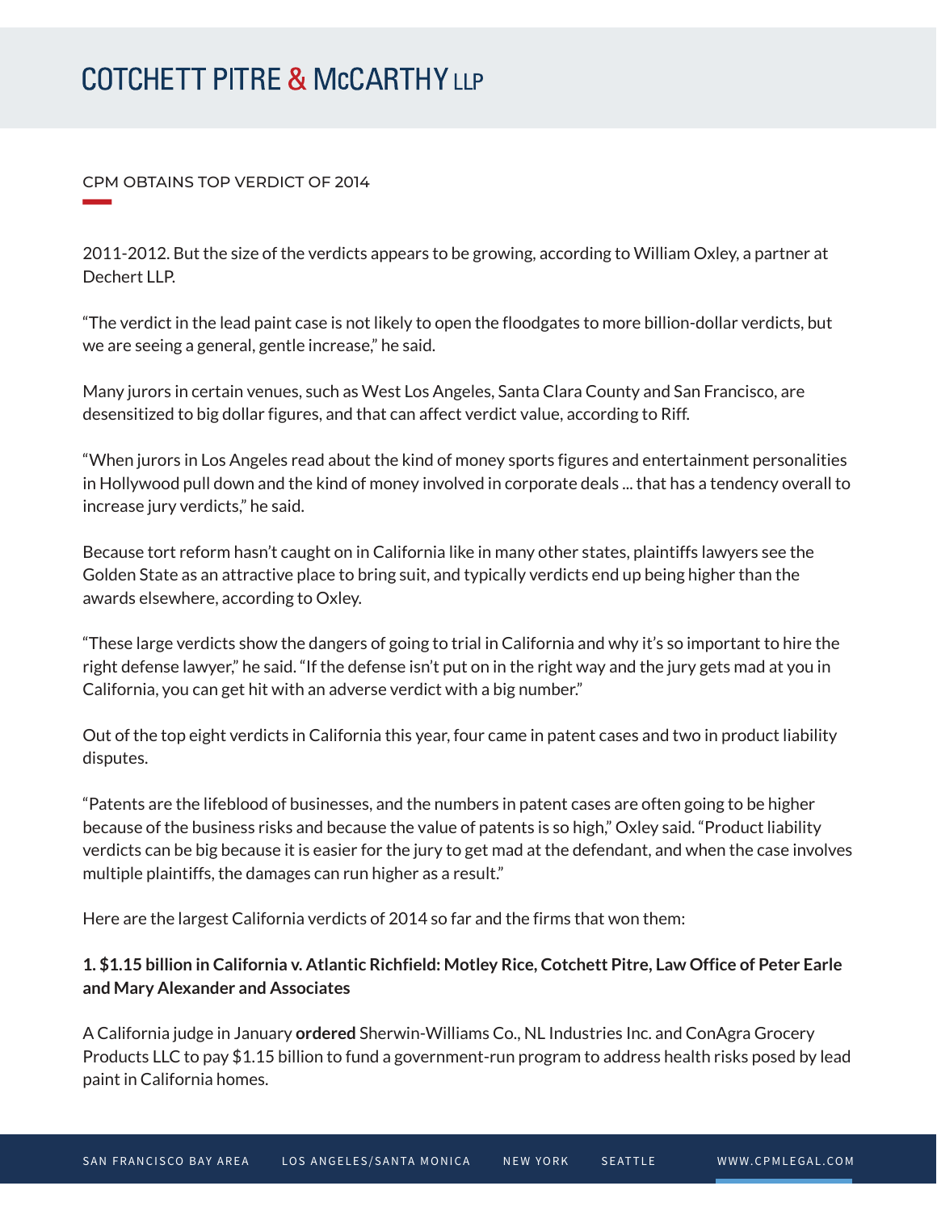2011-2012. But the size of the verdicts appears to be growing, according to William Oxley, a partner at Dechert LLP.

"The verdict in the lead paint case is not likely to open the floodgates to more billion-dollar verdicts, but we are seeing a general, gentle increase," he said.

Many jurors in certain venues, such as West Los Angeles, Santa Clara County and San Francisco, are desensitized to big dollar figures, and that can affect verdict value, according to Riff.

"When jurors in Los Angeles read about the kind of money sports figures and entertainment personalities in Hollywood pull down and the kind of money involved in corporate deals ... that has a tendency overall to increase jury verdicts," he said.

Because tort reform hasn't caught on in California like in many other states, plaintiffs lawyers see the Golden State as an attractive place to bring suit, and typically verdicts end up being higher than the awards elsewhere, according to Oxley.

"These large verdicts show the dangers of going to trial in California and why it's so important to hire the right defense lawyer," he said. "If the defense isn't put on in the right way and the jury gets mad at you in California, you can get hit with an adverse verdict with a big number."

Out of the top eight verdicts in California this year, four came in patent cases and two in product liability disputes.

"Patents are the lifeblood of businesses, and the numbers in patent cases are often going to be higher because of the business risks and because the value of patents is so high," Oxley said. "Product liability verdicts can be big because it is easier for the jury to get mad at the defendant, and when the case involves multiple plaintiffs, the damages can run higher as a result."

Here are the largest California verdicts of 2014 so far and the firms that won them:

**1. $1.15 billion in California v. Atlantic Richfield: Motley Rice, Cotchett Pitre, Law Office of Peter Earle and Mary Alexander and Associates**

A California judge in January **ordered** Sherwin-Williams Co., NL Industries Inc. and ConAgra Grocery Products LLC to pay $1.15 billion to fund a government-run program to address health risks posed by lead paint in California homes.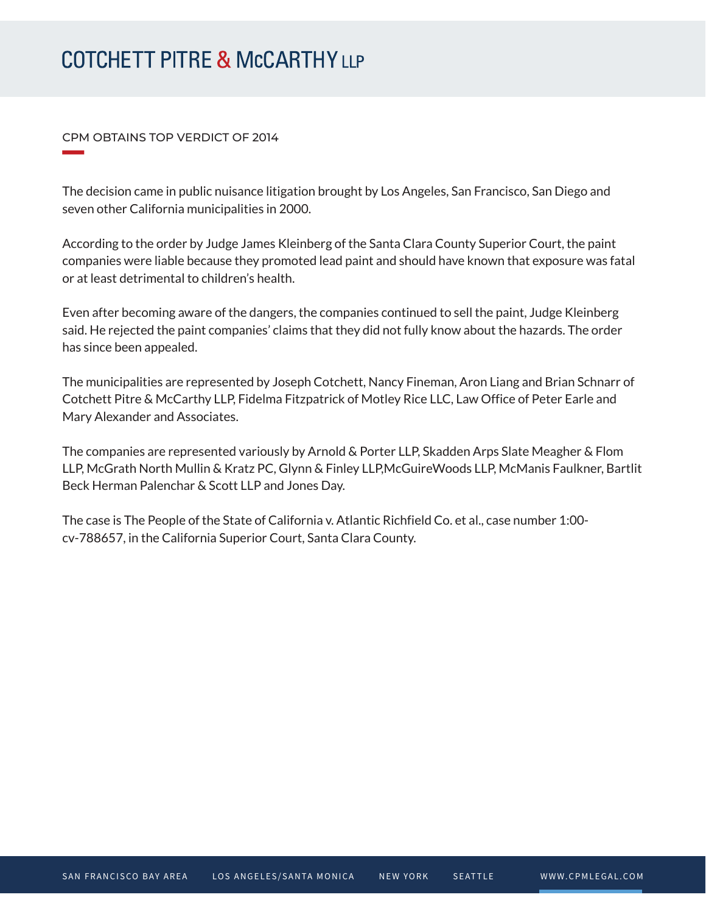CPM OBTAINS TOP VERDICT OF 2014

The decision came in public nuisance litigation brought by Los Angeles, San Francisco, San Diego and seven other California municipalities in 2000.

According to the order by Judge James Kleinberg of the Santa Clara County Superior Court, the paint companies were liable because they promoted lead paint and should have known that exposure was fatal or at least detrimental to children's health.

Even after becoming aware of the dangers, the companies continued to sell the paint, Judge Kleinberg said. He rejected the paint companies' claims that they did not fully know about the hazards. The order has since been appealed.

The municipalities are represented by Joseph Cotchett, Nancy Fineman, Aron Liang and Brian Schnarr of Cotchett Pitre & McCarthy LLP, Fidelma Fitzpatrick of Motley Rice LLC, Law Office of Peter Earle and Mary Alexander and Associates.

The companies are represented variously by Arnold & Porter LLP, Skadden Arps Slate Meagher & Flom LLP, McGrath North Mullin & Kratz PC, Glynn & Finley LLP,McGuireWoods LLP, McManis Faulkner, Bartlit Beck Herman Palenchar & Scott LLP and Jones Day.

The case is The People of the State of California v. Atlantic Richfield Co. et al., case number 1:00-cv-788657, in the California Superior Court, Santa Clara County.